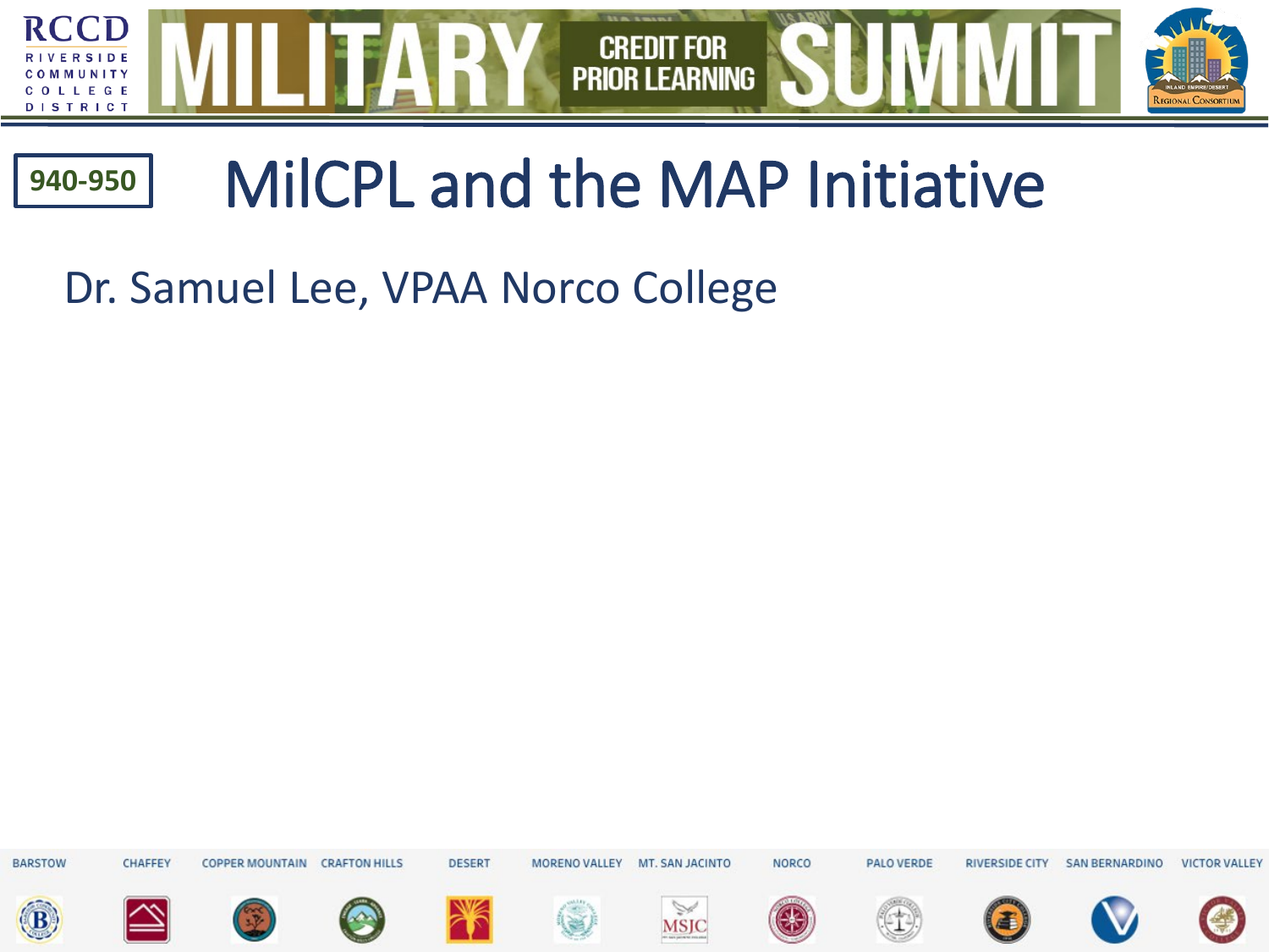RCCD RIVERSIDE COMMUNITY COLLEGE DISTRICT

# MILITARY CREDIT FOR PRIOR LEARNING SUMMIT

940-950

# MilCPL and the MAP Initiative

Dr. Samuel Lee, VPAA Norco College

BARSTOW | CHAFFEY | COPPER MOUNTAIN | CRAFTON HILLS | DESERT | MORENO VALLEY | MT. SAN JACINTO | NORCO | PALO VERDE | RIVERSIDE CITY | SAN BERNARDINO | VICTOR VALLEY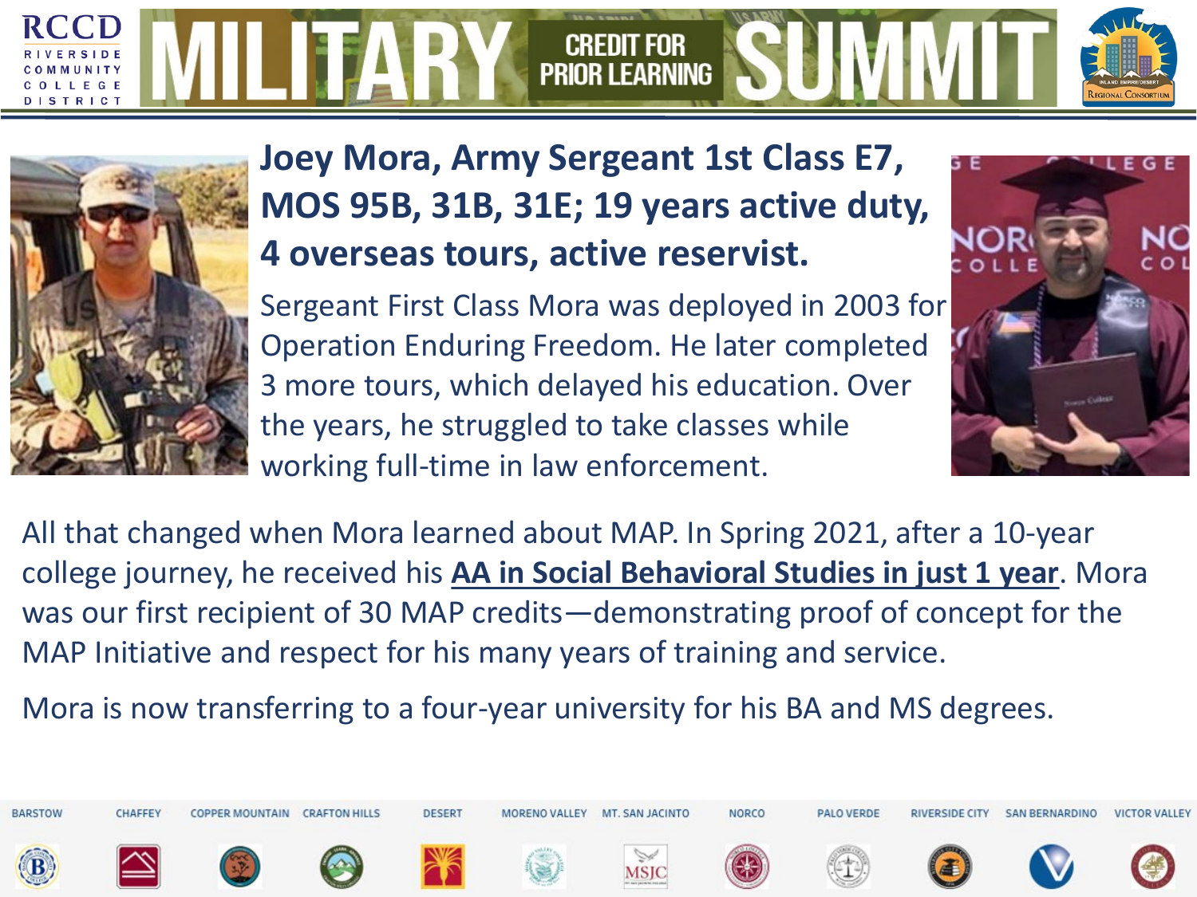# MILITARY CREDIT FOR PRIOR LEARNING SUMMIT

## Joey Mora, Army Sergeant 1st Class E7, MOS 95B, 31B, 31E; 19 years active duty, 4 overseas tours, active reservist.

Sergeant First Class Mora was deployed in 2003 for Operation Enduring Freedom. He later completed 3 more tours, which delayed his education. Over the years, he struggled to take classes while working full-time in law enforcement.

All that changed when Mora learned about MAP. In Spring 2021, after a 10-year college journey, he received his **AA in Social Behavioral Studies in just 1 year**. Mora was our first recipient of 30 MAP credits—demonstrating proof of concept for the MAP Initiative and respect for his many years of training and service.

Mora is now transferring to a four-year university for his BA and MS degrees.

BARSTOW | CHAFFEY | COPPER MOUNTAIN | CRAFTON HILLS | DESERT | MORENO VALLEY | MT. SAN JACINTO | NORCO | PALO VERDE | RIVERSIDE CITY | SAN BERNARDINO | VICTOR VALLEY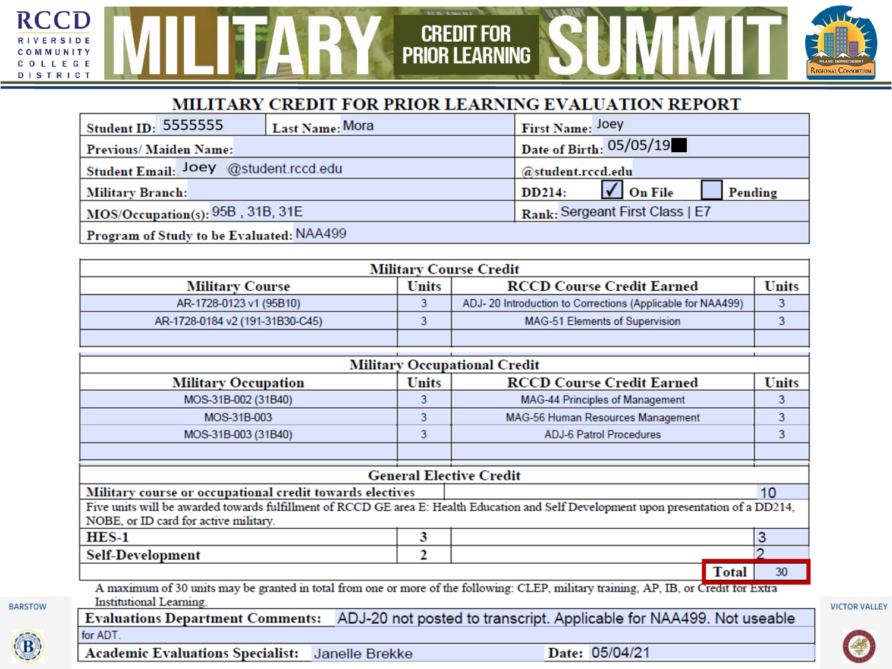# MILITARY CREDIT FOR PRIOR LEARNING SUMMIT

## MILITARY CREDIT FOR PRIOR LEARNING EVALUATION REPORT

| | | | |
|---|---|---|---|
| **Student ID:** 5555555 | **Last Name:** Mora | **First Name:** Joey | |
| **Previous/ Maiden Name:** | | **Date of Birth:** 05/05/19█ | |
| **Student Email:** Joey @student.rccd.edu | | @student.rccd.edu | |
| **Military Branch:** | | **DD214:** ☑ On File ☐ Pending | |
| **MOS/Occupation(s):** 95B , 31B, 31E | | **Rank:** Sergeant First Class \| E7 | |
| **Program of Study to be Evaluated:** NAA499 | | | |

| Military Course Credit | | | |
|---|---|---|---|
| **Military Course** | **Units** | **RCCD Course Credit Earned** | **Units** |
| AR-1728-0123 v1 (95B10) | 3 | ADJ- 20 Introduction to Corrections (Applicable for NAA499) | 3 |
| AR-1728-0184 v2 (191-31B30-C45) | 3 | MAG-51 Elements of Supervision | 3 |
| | | | |

| Military Occupational Credit | | | |
|---|---|---|---|
| **Military Occupation** | **Units** | **RCCD Course Credit Earned** | **Units** |
| MOS-31B-002 (31B40) | 3 | MAG-44 Principles of Management | 3 |
| MOS-31B-003 | 3 | MAG-56 Human Resources Management | 3 |
| MOS-31B-003 (31B40) | 3 | ADJ-6 Patrol Procedures | 3 |
| | | | |

| General Elective Credit | | | |
|---|---|---|---|
| **Military course or occupational credit towards electives** | | | 10 |
| Five units will be awarded towards fulfillment of RCCD GE area E: Health Education and Self Development upon presentation of a DD214, NOBE, or ID card for active military. | | | |
| **HES-1** | **3** | | 3 |
| **Self-Development** | **2** | | 2 |
| | | **Total** | 30 |

A maximum of 30 units may be granted in total from one or more of the following: CLEP, military training, AP, IB, or Credit for Extra Institutional Learning.

**Evaluations Department Comments:** ADJ-20 not posted to transcript. Applicable for NAA499. Not useable for ADT.

**Academic Evaluations Specialist:** Janelle Brekke **Date:** 05/04/21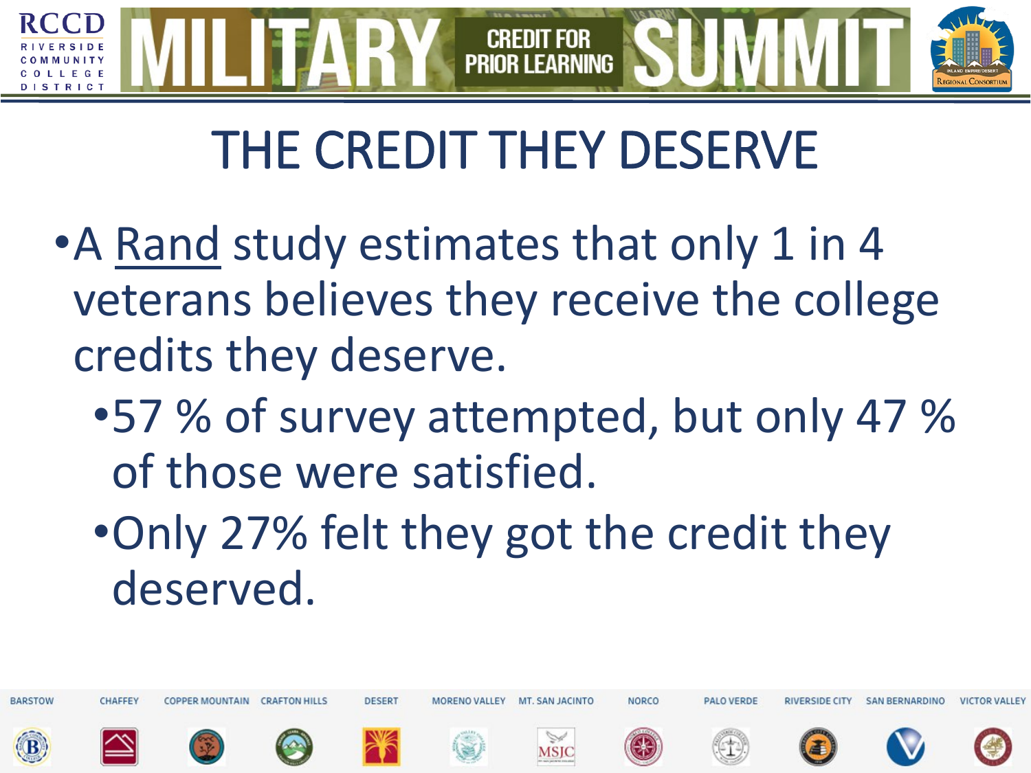# THE CREDIT THEY DESERVE

- A Rand study estimates that only 1 in 4 veterans believes they receive the college credits they deserve.
  - 57 % of survey attempted, but only 47 % of those were satisfied.
  - Only 27% felt they got the credit they deserved.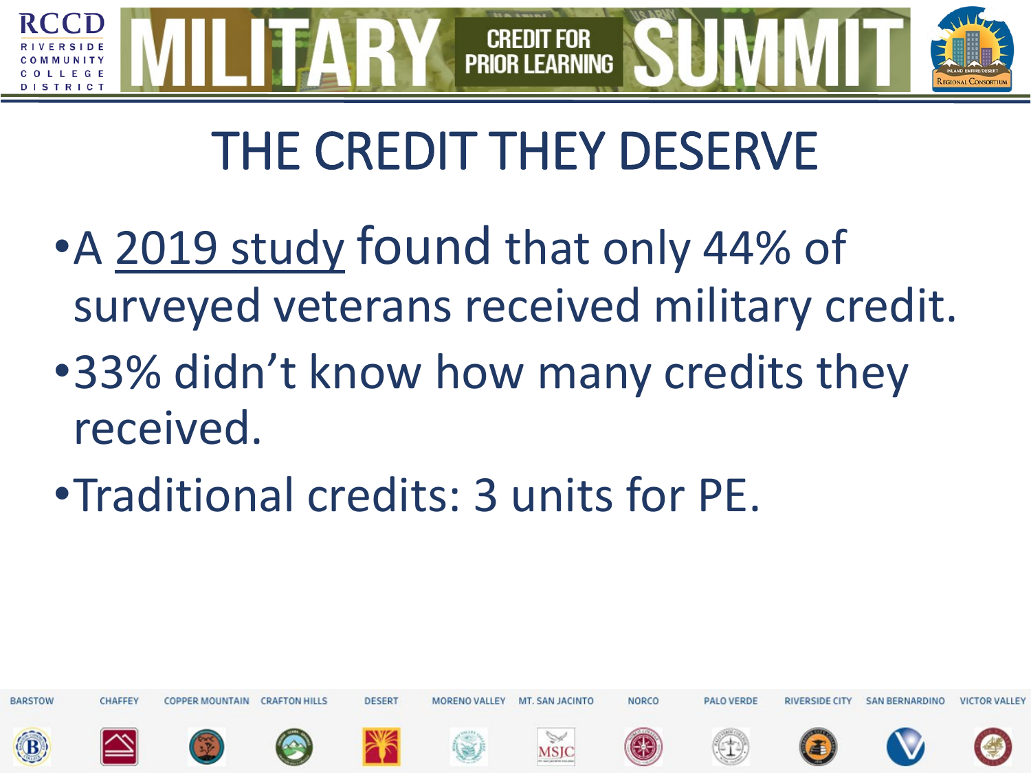# THE CREDIT THEY DESERVE

- A 2019 study found that only 44% of surveyed veterans received military credit.
- 33% didn't know how many credits they received.
- Traditional credits: 3 units for PE.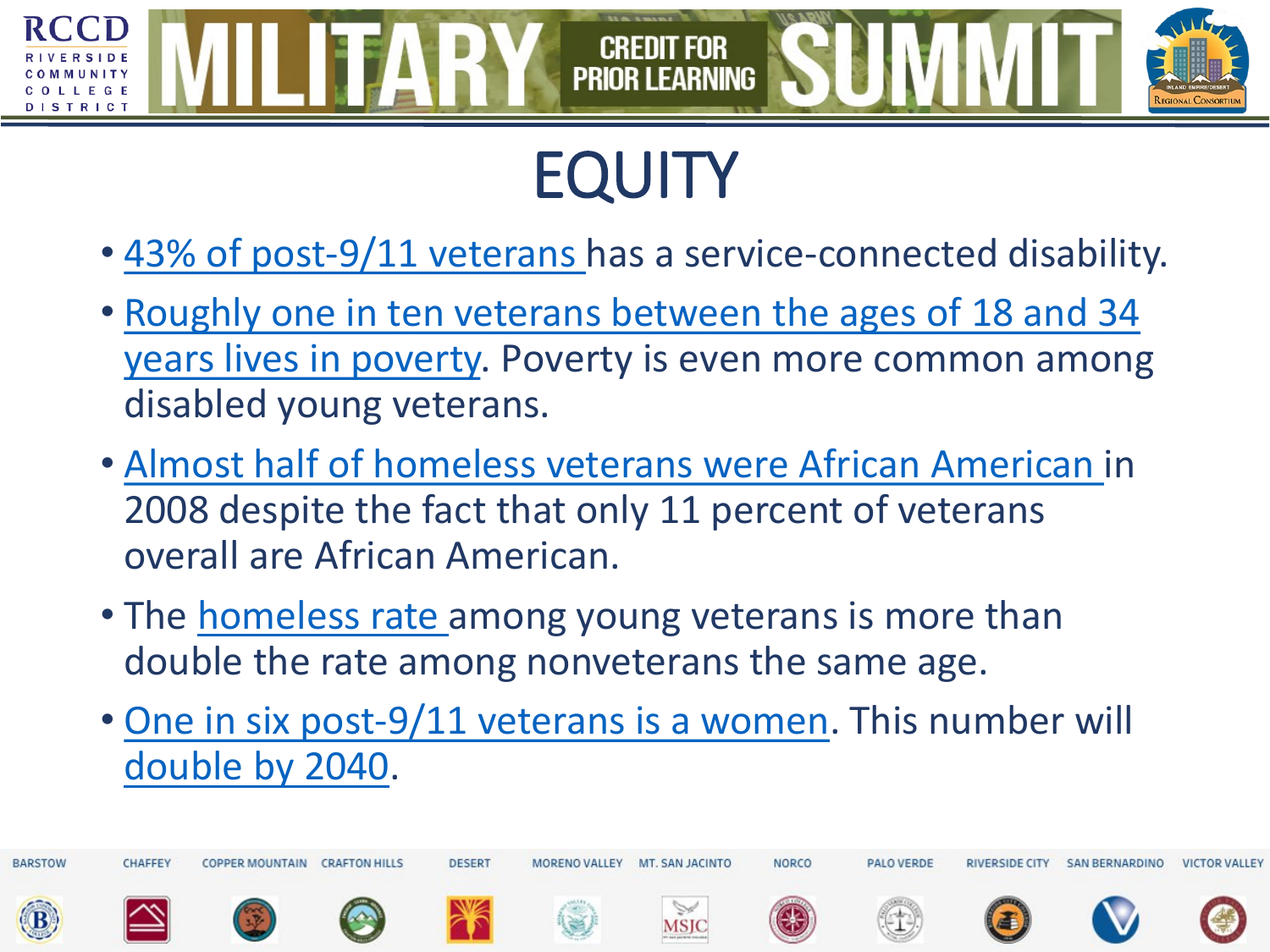# EQUITY

- 43% of post-9/11 veterans has a service-connected disability.
- Roughly one in ten veterans between the ages of 18 and 34 years lives in poverty. Poverty is even more common among disabled young veterans.
- Almost half of homeless veterans were African American in 2008 despite the fact that only 11 percent of veterans overall are African American.
- The homeless rate among young veterans is more than double the rate among nonveterans the same age.
- One in six post-9/11 veterans is a women. This number will double by 2040.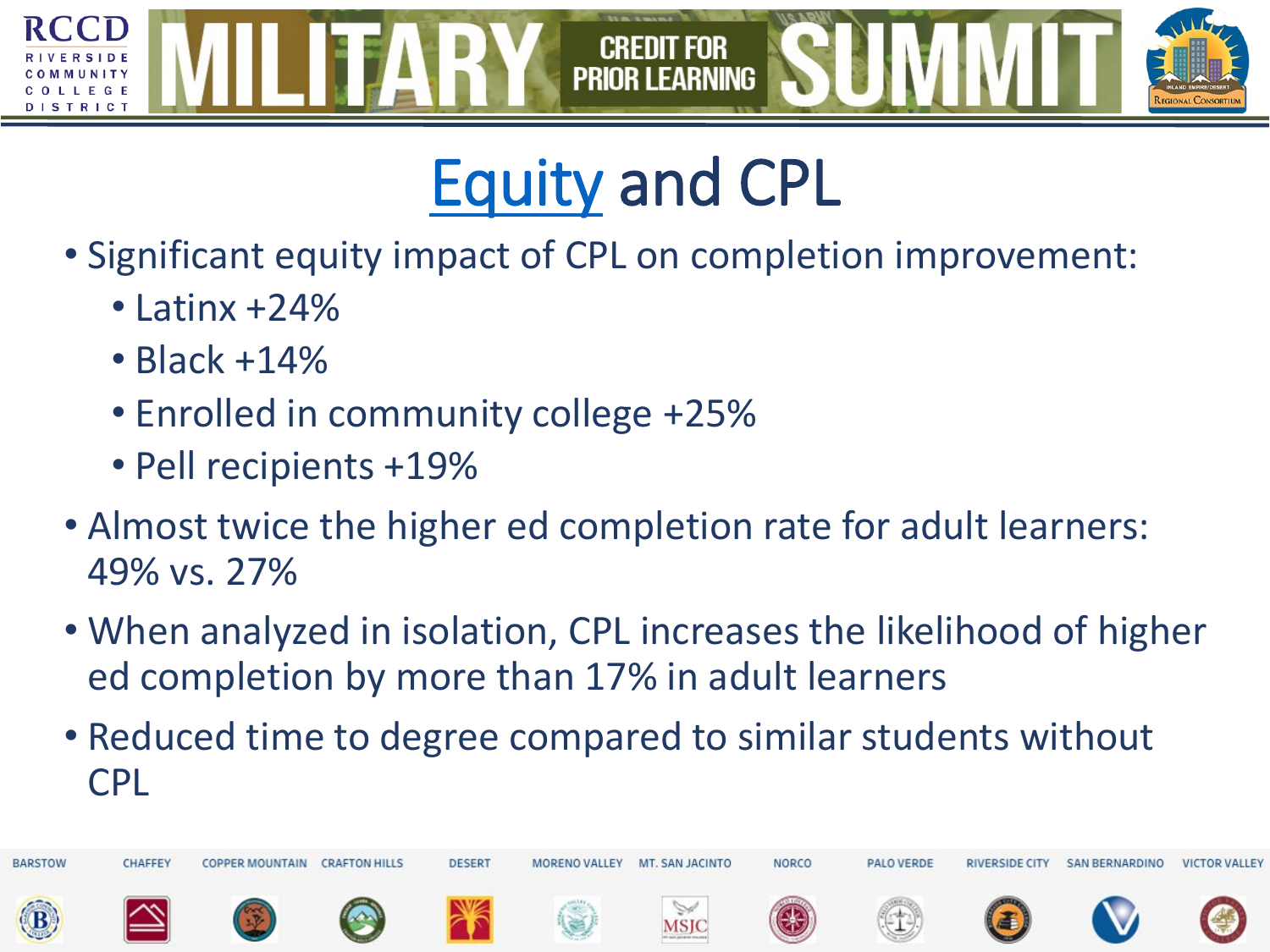# Equity and CPL

- Significant equity impact of CPL on completion improvement:
  - Latinx +24%
  - Black +14%
  - Enrolled in community college +25%
  - Pell recipients +19%
- Almost twice the higher ed completion rate for adult learners: 49% vs. 27%
- When analyzed in isolation, CPL increases the likelihood of higher ed completion by more than 17% in adult learners
- Reduced time to degree compared to similar students without CPL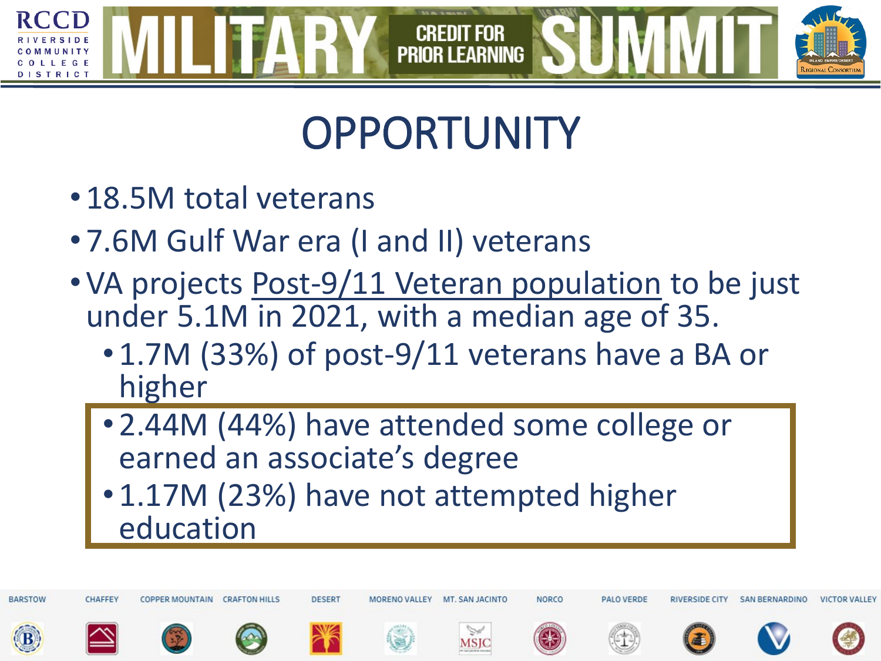# OPPORTUNITY

- 18.5M total veterans
- 7.6M Gulf War era (I and II) veterans
- VA projects Post-9/11 Veteran population to be just under 5.1M in 2021, with a median age of 35.
  - 1.7M (33%) of post-9/11 veterans have a BA or higher
  - 2.44M (44%) have attended some college or earned an associate's degree
  - 1.17M (23%) have not attempted higher education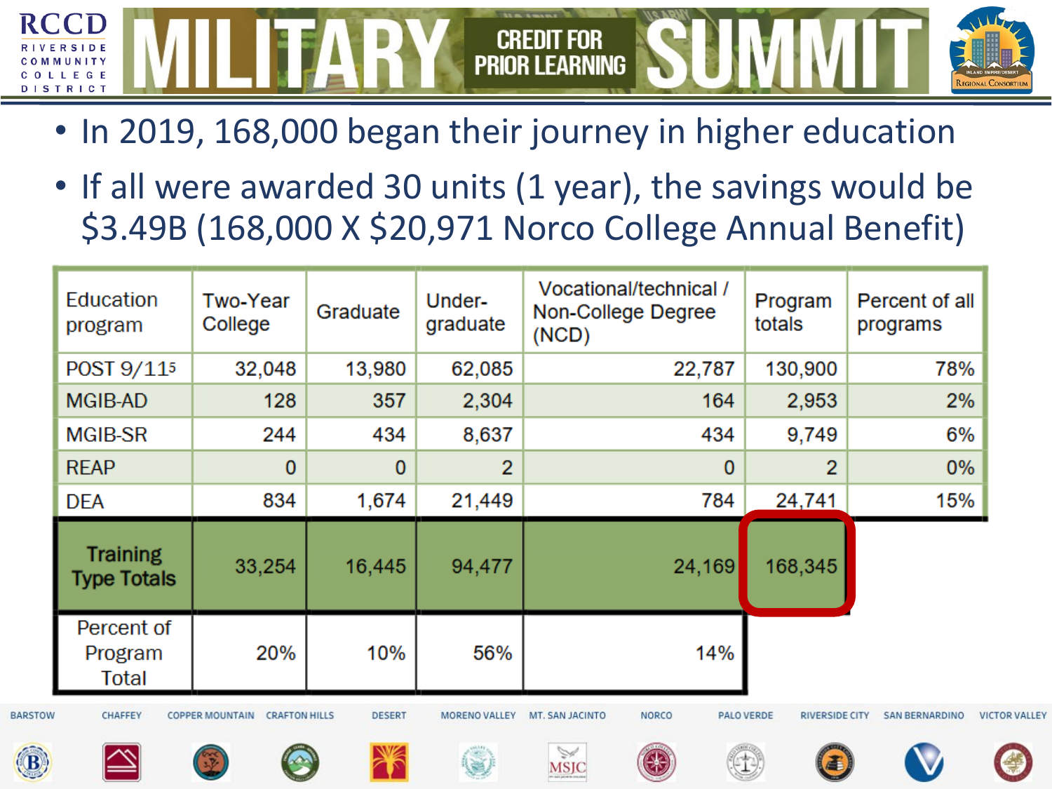# MILITARY CREDIT FOR PRIOR LEARNING SUMMIT

- In 2019, 168,000 began their journey in higher education
- If all were awarded 30 units (1 year), the savings would be $3.49B (168,000 X $20,971 Norco College Annual Benefit)

| Education program | Two-Year College | Graduate | Under-graduate | Vocational/technical / Non-College Degree (NCD) | Program totals | Percent of all programs |
|---|---|---|---|---|---|---|
| POST 9/11[5] | 32,048 | 13,980 | 62,085 | 22,787 | 130,900 | 78% |
| MGIB-AD | 128 | 357 | 2,304 | 164 | 2,953 | 2% |
| MGIB-SR | 244 | 434 | 8,637 | 434 | 9,749 | 6% |
| REAP | 0 | 0 | 2 | 0 | 2 | 0% |
| DEA | 834 | 1,674 | 21,449 | 784 | 24,741 | 15% |
| **Training Type Totals** | 33,254 | 16,445 | 94,477 | 24,169 | 168,345 | |
| Percent of Program Total | 20% | 10% | 56% | 14% | | |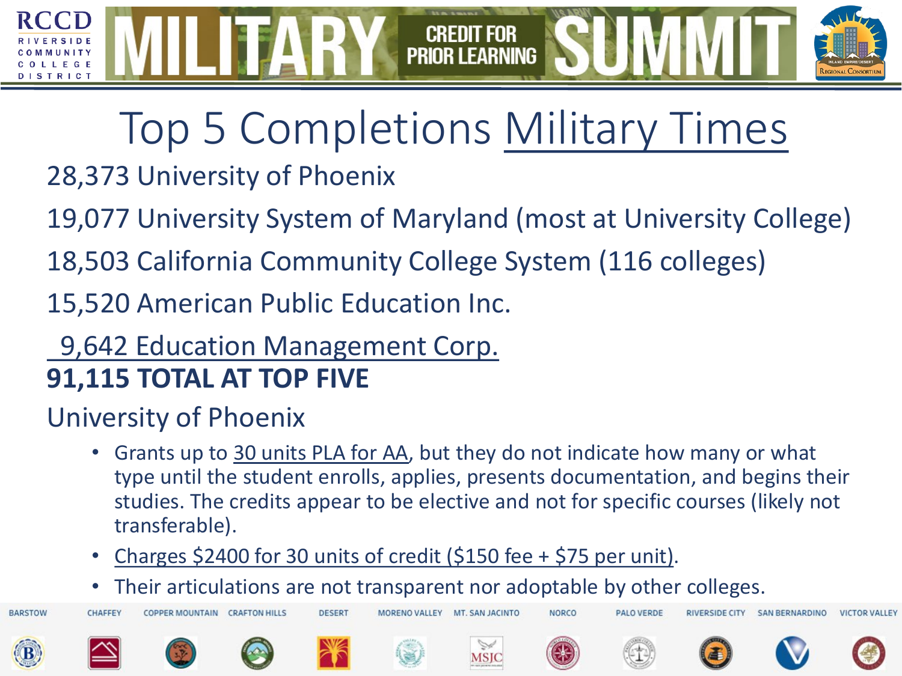# Top 5 Completions Military Times

28,373 University of Phoenix

19,077 University System of Maryland (most at University College)

18,503 California Community College System (116 colleges)

15,520 American Public Education Inc.

9,642 Education Management Corp.

**91,115 TOTAL AT TOP FIVE**

University of Phoenix

- Grants up to 30 units PLA for AA, but they do not indicate how many or what type until the student enrolls, applies, presents documentation, and begins their studies. The credits appear to be elective and not for specific courses (likely not transferable).
- Charges $2400 for 30 units of credit ($150 fee + $75 per unit).
- Their articulations are not transparent nor adoptable by other colleges.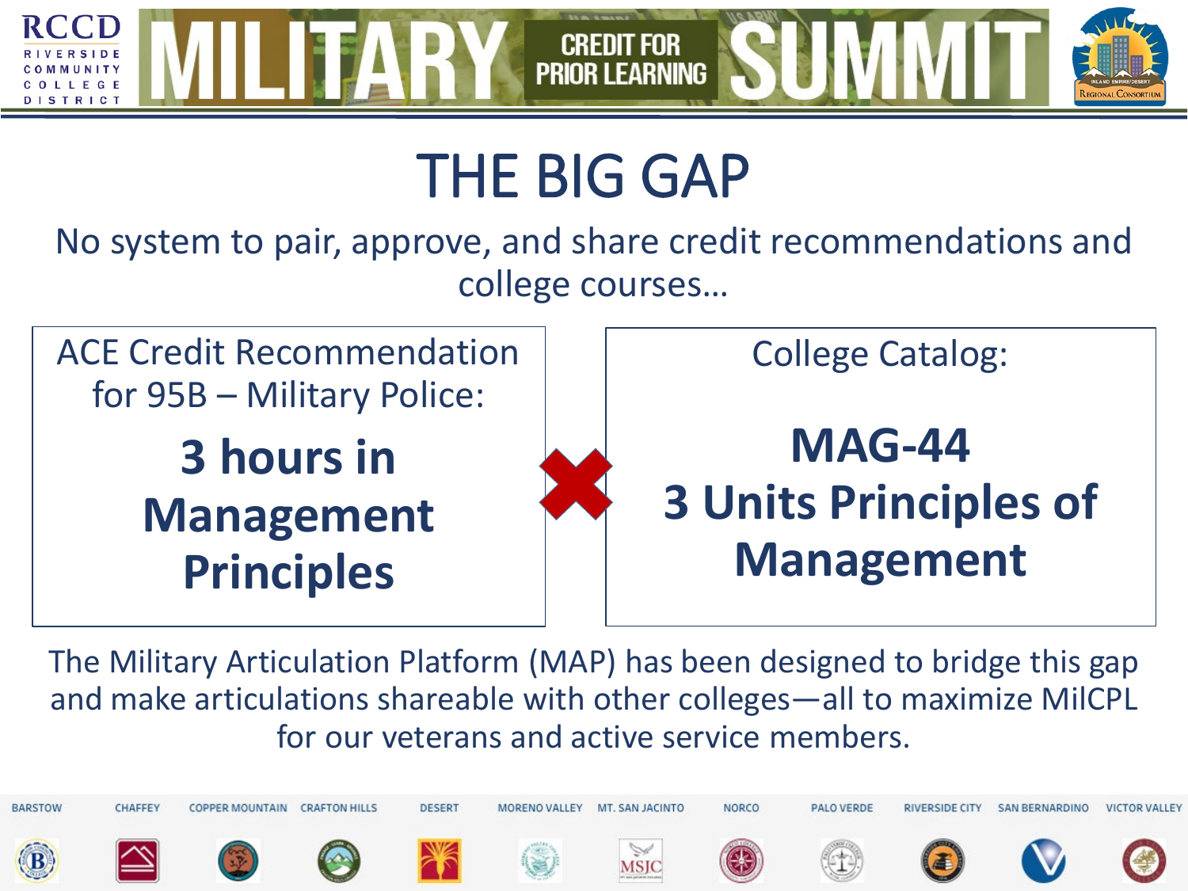# THE BIG GAP

No system to pair, approve, and share credit recommendations and college courses…

| ACE Credit Recommendation for 95B – Military Police: | | College Catalog: |
| --- | --- | --- |
| **3 hours in Management Principles** | ✖ | **MAG-44 3 Units Principles of Management** |

The Military Articulation Platform (MAP) has been designed to bridge this gap and make articulations shareable with other colleges—all to maximize MilCPL for our veterans and active service members.

BARSTOW CHAFFEY COPPER MOUNTAIN CRAFTON HILLS DESERT MORENO VALLEY MT. SAN JACINTO NORCO PALO VERDE RIVERSIDE CITY SAN BERNARDINO VICTOR VALLEY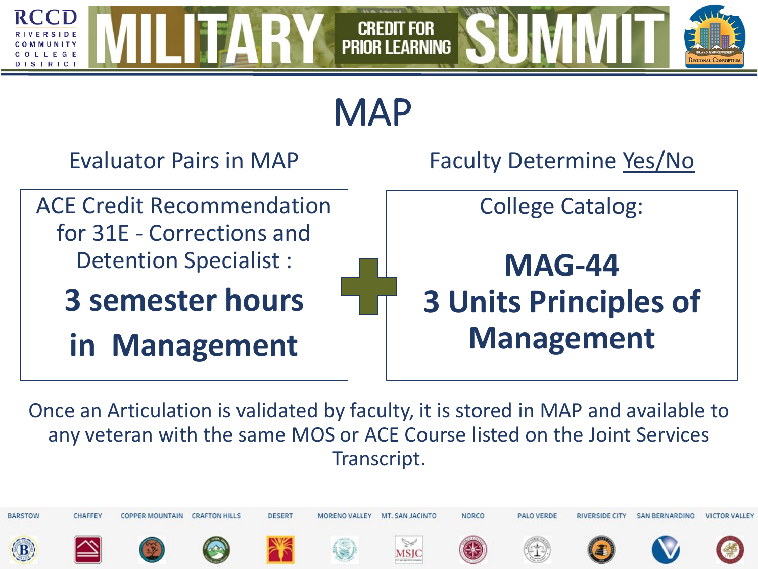# MAP

Evaluator Pairs in MAP

ACE Credit Recommendation for 31E - Corrections and Detention Specialist :

**3 semester hours in Management**

Faculty Determine Yes/No

College Catalog:

**MAG-44**
**3 Units Principles of Management**

Once an Articulation is validated by faculty, it is stored in MAP and available to any veteran with the same MOS or ACE Course listed on the Joint Services Transcript.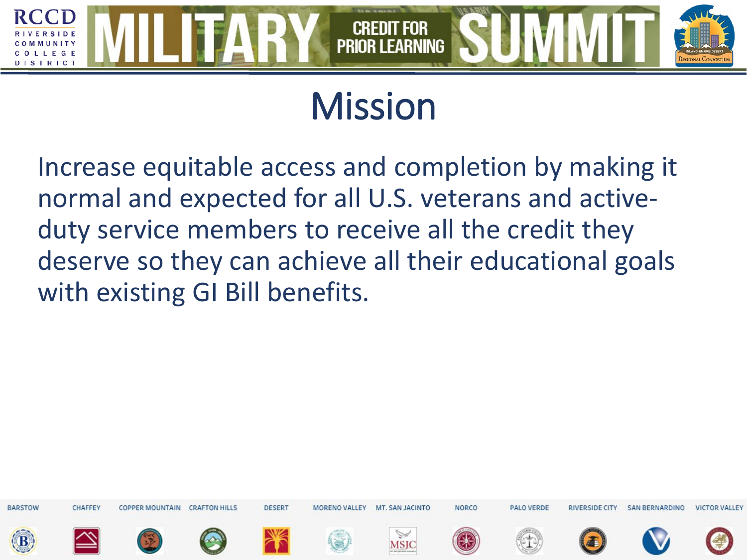# Mission

Increase equitable access and completion by making it normal and expected for all U.S. veterans and active-duty service members to receive all the credit they deserve so they can achieve all their educational goals with existing GI Bill benefits.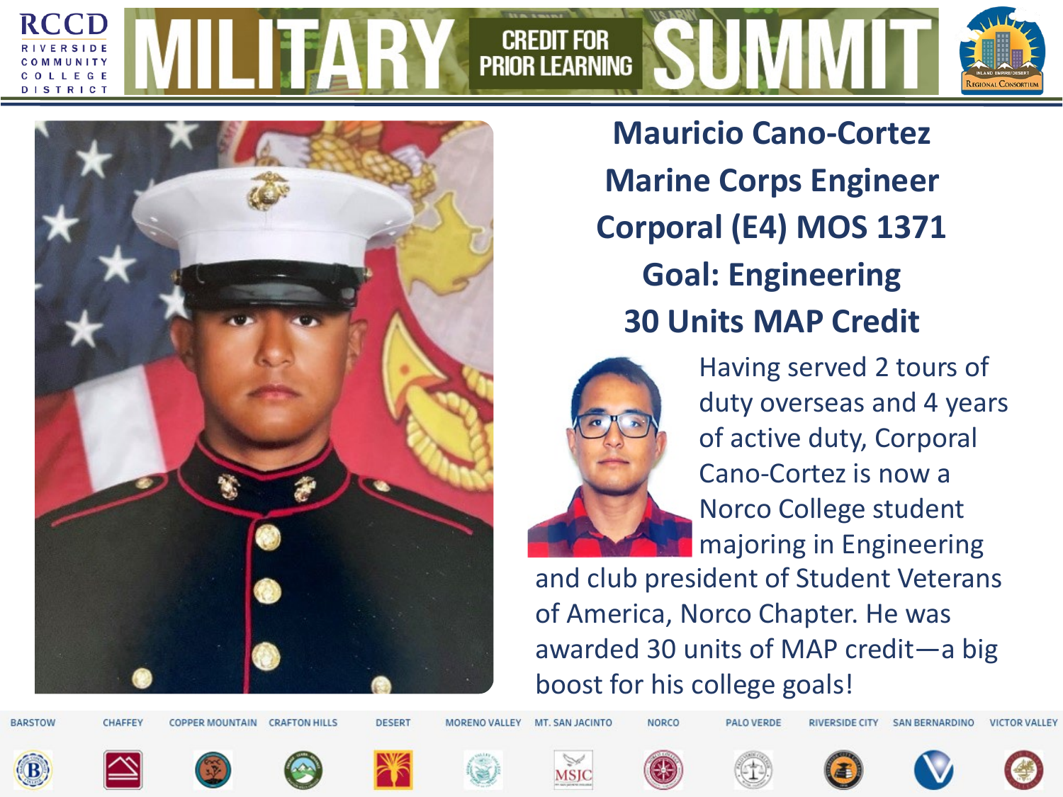RCCD RIVERSIDE COMMUNITY COLLEGE DISTRICT

# MILITARY CREDIT FOR PRIOR LEARNING SUMMIT

INLAND EMPIRE/DESERT REGIONAL CONSORTIUM

## Mauricio Cano-Cortez

## Marine Corps Engineer

## Corporal (E4) MOS 1371

## Goal: Engineering

## 30 Units MAP Credit

Having served 2 tours of duty overseas and 4 years of active duty, Corporal Cano-Cortez is now a Norco College student majoring in Engineering and club president of Student Veterans of America, Norco Chapter. He was awarded 30 units of MAP credit—a big boost for his college goals!

BARSTOW | CHAFFEY | COPPER MOUNTAIN | CRAFTON HILLS | DESERT | MORENO VALLEY | MT. SAN JACINTO | NORCO | PALO VERDE | RIVERSIDE CITY | SAN BERNARDINO | VICTOR VALLEY